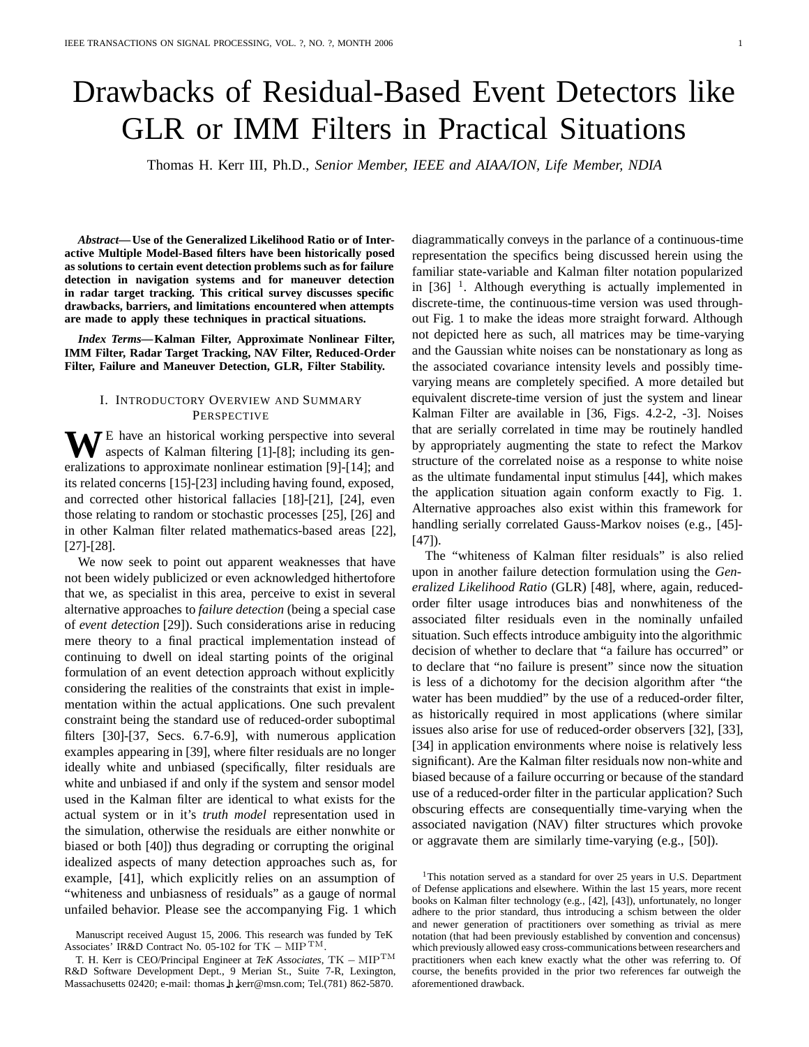# Drawbacks of Residual-Based Event Detectors like GLR or IMM Filters in Practical Situations

Thomas H. Kerr III, Ph.D., *Senior Member, IEEE and AIAA/ION, Life Member, NDIA*

***Abstract*— Use of the Generalized Likelihood Ratio or of Interactive Multiple Model-Based filters have been historically posed as solutions to certain event detection problems such as for failure detection in navigation systems and for maneuver detection in radar target tracking. This critical survey discusses specific drawbacks, barriers, and limitations encountered when attempts are made to apply these techniques in practical situations.**

***Index Terms*— Kalman Filter, Approximate Nonlinear Filter, IMM Filter, Radar Target Tracking, NAV Filter, Reduced-Order Filter, Failure and Maneuver Detection, GLR, Filter Stability.**

## I. Introductory Overview and Summary Perspective

We have an historical working perspective into several aspects of Kalman filtering [1]-[8]; including its generalizations to approximate nonlinear estimation [9]-[14]; and its related concerns [15]-[23] including having found, exposed, and corrected other historical fallacies [18]-[21], [24], even those relating to random or stochastic processes [25], [26] and in other Kalman filter related mathematics-based areas [22], [27]-[28].

We now seek to point out apparent weaknesses that have not been widely publicized or even acknowledged hithertofore that we, as specialist in this area, perceive to exist in several alternative approaches to *failure detection* (being a special case of *event detection* [29]). Such considerations arise in reducing mere theory to a final practical implementation instead of continuing to dwell on ideal starting points of the original formulation of an event detection approach without explicitly considering the realities of the constraints that exist in implementation within the actual applications. One such prevalent constraint being the standard use of reduced-order suboptimal filters [30]-[37, Secs. 6.7-6.9], with numerous application examples appearing in [39], where filter residuals are no longer ideally white and unbiased (specifically, filter residuals are white and unbiased if and only if the system and sensor model used in the Kalman filter are identical to what exists for the actual system or in it's *truth model* representation used in the simulation, otherwise the residuals are either nonwhite or biased or both [40]) thus degrading or corrupting the original idealized aspects of many detection approaches such as, for example, [41], which explicitly relies on an assumption of "whiteness and unbiasness of residuals" as a gauge of normal unfailed behavior. Please see the accompanying Fig. 1 which diagrammatically conveys in the parlance of a continuous-time representation the specifics being discussed herein using the familiar state-variable and Kalman filter notation popularized in [36] [1]. Although everything is actually implemented in discrete-time, the continuous-time version was used throughout Fig. 1 to make the ideas more straight forward. Although not depicted here as such, all matrices may be time-varying and the Gaussian white noises can be nonstationary as long as the associated covariance intensity levels and possibly time-varying means are completely specified. A more detailed but equivalent discrete-time version of just the system and linear Kalman Filter are available in [36, Figs. 4.2-2, -3]. Noises that are serially correlated in time may be routinely handled by appropriately augmenting the state to refect the Markov structure of the correlated noise as a response to white noise as the ultimate fundamental input stimulus [44], which makes the application situation again conform exactly to Fig. 1. Alternative approaches also exist within this framework for handling serially correlated Gauss-Markov noises (e.g., [45]-[47]).

The "whiteness of Kalman filter residuals" is also relied upon in another failure detection formulation using the *Generalized Likelihood Ratio* (GLR) [48], where, again, reduced-order filter usage introduces bias and nonwhiteness of the associated filter residuals even in the nominally unfailed situation. Such effects introduce ambiguity into the algorithmic decision of whether to declare that "a failure has occurred" or to declare that "no failure is present" since now the situation is less of a dichotomy for the decision algorithm after "the water has been muddied" by the use of a reduced-order filter, as historically required in most applications (where similar issues also arise for use of reduced-order observers [32], [33], [34] in application environments where noise is relatively less significant). Are the Kalman filter residuals now non-white and biased because of a failure occurring or because of the standard use of a reduced-order filter in the particular application? Such obscuring effects are consequentially time-varying when the associated navigation (NAV) filter structures which provoke or aggravate them are similarly time-varying (e.g., [50]).

[1]This notation served as a standard for over 25 years in U.S. Department of Defense applications and elsewhere. Within the last 15 years, more recent books on Kalman filter technology (e.g., [42], [43]), unfortunately, no longer adhere to the prior standard, thus introducing a schism between the older and newer generation of practitioners over something as trivial as mere notation (that had been previously established by convention and concensus) which previously allowed easy cross-communications between researchers and practitioners when each knew exactly what the other was referring to. Of course, the benefits provided in the prior two references far outweigh the aforementioned drawback.

Manuscript received August 15, 2006. This research was funded by TeK Associates' IR&D Contract No. 05-102 for TK − MIP[TM].

T. H. Kerr is CEO/Principal Engineer at *TeK Associates*, TK − MIP[TM] R&D Software Development Dept., 9 Merian St., Suite 7-R, Lexington, Massachusetts 02420; e-mail: thomas_h_kerr@msn.com; Tel.(781) 862-5870.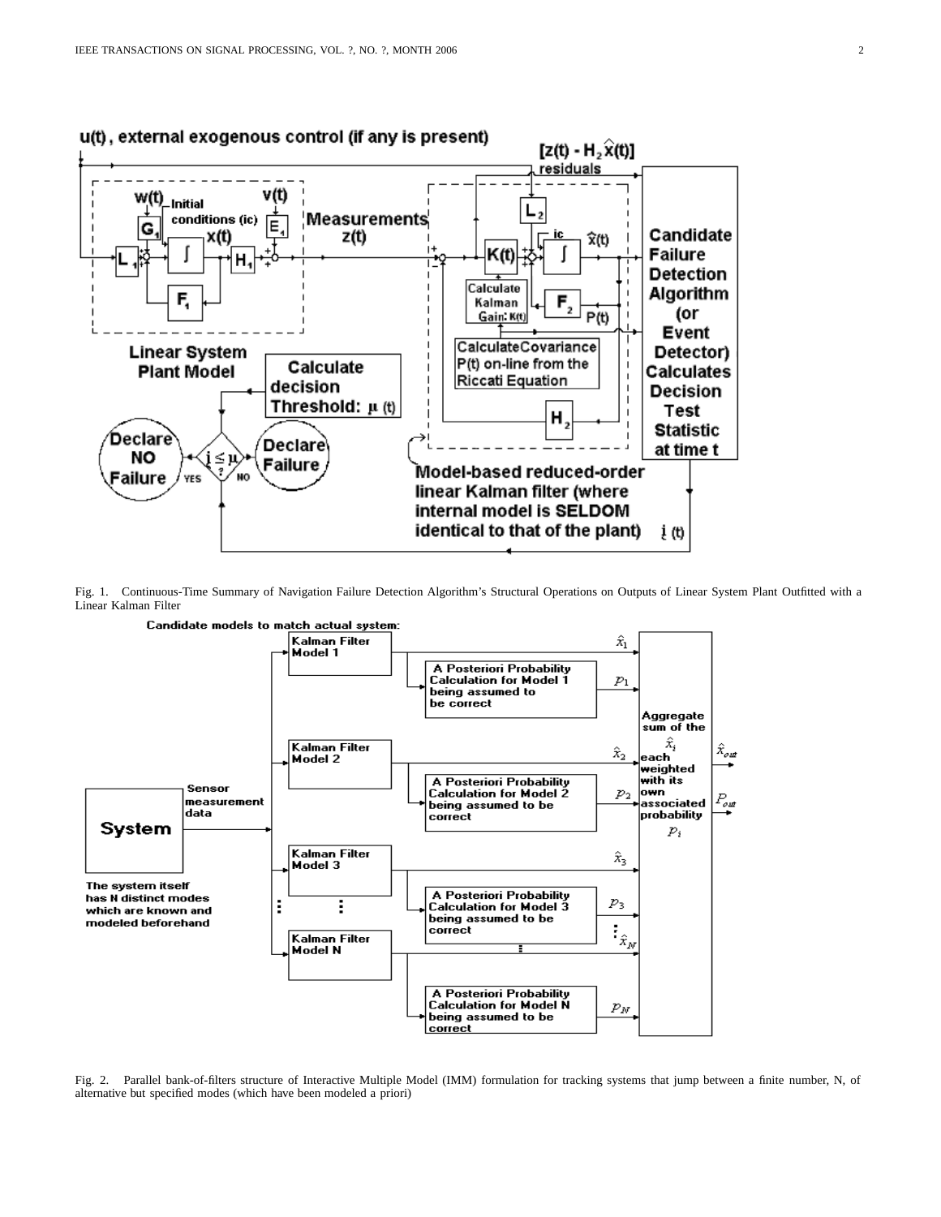Fig. 1. Continuous-Time Summary of Navigation Failure Detection Algorithm's Structural Operations on Outputs of Linear System Plant Outfitted with a Linear Kalman Filter

Fig. 2. Parallel bank-of-filters structure of Interactive Multiple Model (IMM) formulation for tracking systems that jump between a finite number, N, of alternative but specified modes (which have been modeled a priori)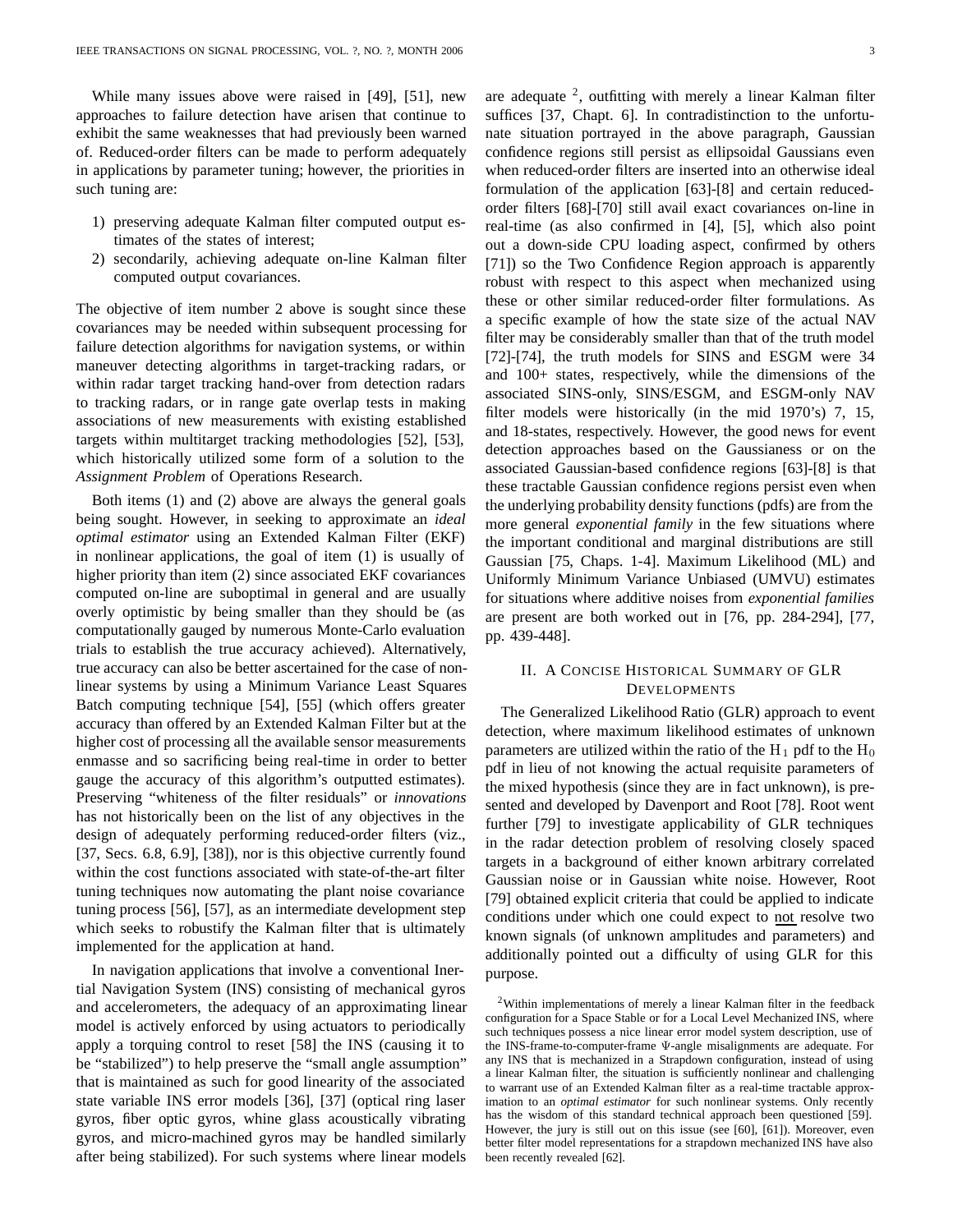While many issues above were raised in [49], [51], new approaches to failure detection have arisen that continue to exhibit the same weaknesses that had previously been warned of. Reduced-order filters can be made to perform adequately in applications by parameter tuning; however, the priorities in such tuning are:

1) preserving adequate Kalman filter computed output estimates of the states of interest;
2) secondarily, achieving adequate on-line Kalman filter computed output covariances.

The objective of item number 2 above is sought since these covariances may be needed within subsequent processing for failure detection algorithms for navigation systems, or within maneuver detecting algorithms in target-tracking radars, or within radar target tracking hand-over from detection radars to tracking radars, or in range gate overlap tests in making associations of new measurements with existing established targets within multitarget tracking methodologies [52], [53], which historically utilized some form of a solution to the *Assignment Problem* of Operations Research.

Both items (1) and (2) above are always the general goals being sought. However, in seeking to approximate an *ideal optimal estimator* using an Extended Kalman Filter (EKF) in nonlinear applications, the goal of item (1) is usually of higher priority than item (2) since associated EKF covariances computed on-line are suboptimal in general and are usually overly optimistic by being smaller than they should be (as computationally gauged by numerous Monte-Carlo evaluation trials to establish the true accuracy achieved). Alternatively, true accuracy can also be better ascertained for the case of nonlinear systems by using a Minimum Variance Least Squares Batch computing technique [54], [55] (which offers greater accuracy than offered by an Extended Kalman Filter but at the higher cost of processing all the available sensor measurements enmasse and so sacrificing being real-time in order to better gauge the accuracy of this algorithm's outputted estimates). Preserving "whiteness of the filter residuals" or *innovations* has not historically been on the list of any objectives in the design of adequately performing reduced-order filters (viz., [37, Secs. 6.8, 6.9], [38]), nor is this objective currently found within the cost functions associated with state-of-the-art filter tuning techniques now automating the plant noise covariance tuning process [56], [57], as an intermediate development step which seeks to robustify the Kalman filter that is ultimately implemented for the application at hand.

In navigation applications that involve a conventional Inertial Navigation System (INS) consisting of mechanical gyros and accelerometers, the adequacy of an approximating linear model is actively enforced by using actuators to periodically apply a torquing control to reset [58] the INS (causing it to be "stabilized") to help preserve the "small angle assumption" that is maintained as such for good linearity of the associated state variable INS error models [36], [37] (optical ring laser gyros, fiber optic gyros, whine glass acoustically vibrating gyros, and micro-machined gyros may be handled similarly after being stabilized). For such systems where linear models are adequate [2], outfitting with merely a linear Kalman filter suffices [37, Chapt. 6]. In contradistinction to the unfortunate situation portrayed in the above paragraph, Gaussian confidence regions still persist as ellipsoidal Gaussians even when reduced-order filters are inserted into an otherwise ideal formulation of the application [63]-[8] and certain reduced-order filters [68]-[70] still avail exact covariances on-line in real-time (as also confirmed in [4], [5], which also point out a down-side CPU loading aspect, confirmed by others [71]) so the Two Confidence Region approach is apparently robust with respect to this aspect when mechanized using these or other similar reduced-order filter formulations. As a specific example of how the state size of the actual NAV filter may be considerably smaller than that of the truth model [72]-[74], the truth models for SINS and ESGM were 34 and 100+ states, respectively, while the dimensions of the associated SINS-only, SINS/ESGM, and ESGM-only NAV filter models were historically (in the mid 1970's) 7, 15, and 18-states, respectively. However, the good news for event detection approaches based on the Gaussianess or on the associated Gaussian-based confidence regions [63]-[8] is that these tractable Gaussian confidence regions persist even when the underlying probability density functions (pdfs) are from the more general *exponential family* in the few situations where the important conditional and marginal distributions are still Gaussian [75, Chaps. 1-4]. Maximum Likelihood (ML) and Uniformly Minimum Variance Unbiased (UMVU) estimates for situations where additive noises from *exponential families* are present are both worked out in [76, pp. 284-294], [77, pp. 439-448].

## II. A Concise Historical Summary of GLR Developments

The Generalized Likelihood Ratio (GLR) approach to event detection, where maximum likelihood estimates of unknown parameters are utilized within the ratio of the $H_1$ pdf to the $H_0$ pdf in lieu of not knowing the actual requisite parameters of the mixed hypothesis (since they are in fact unknown), is presented and developed by Davenport and Root [78]. Root went further [79] to investigate applicability of GLR techniques in the radar detection problem of resolving closely spaced targets in a background of either known arbitrary correlated Gaussian noise or in Gaussian white noise. However, Root [79] obtained explicit criteria that could be applied to indicate conditions under which one could expect to not resolve two known signals (of unknown amplitudes and parameters) and additionally pointed out a difficulty of using GLR for this purpose.

[2] Within implementations of merely a linear Kalman filter in the feedback configuration for a Space Stable or for a Local Level Mechanized INS, where such techniques possess a nice linear error model system description, use of the INS-frame-to-computer-frame $\Psi$-angle misalignments are adequate. For any INS that is mechanized in a Strapdown configuration, instead of using a linear Kalman filter, the situation is sufficiently nonlinear and challenging to warrant use of an Extended Kalman Filter as a real-time tractable approximation to an *optimal estimator* for such nonlinear systems. Only recently has the wisdom of this standard technical approach been questioned [59]. However, the jury is still out on this issue (see [60], [61]). Moreover, even better filter model representations for a strapdown mechanized INS have also been recently revealed [62].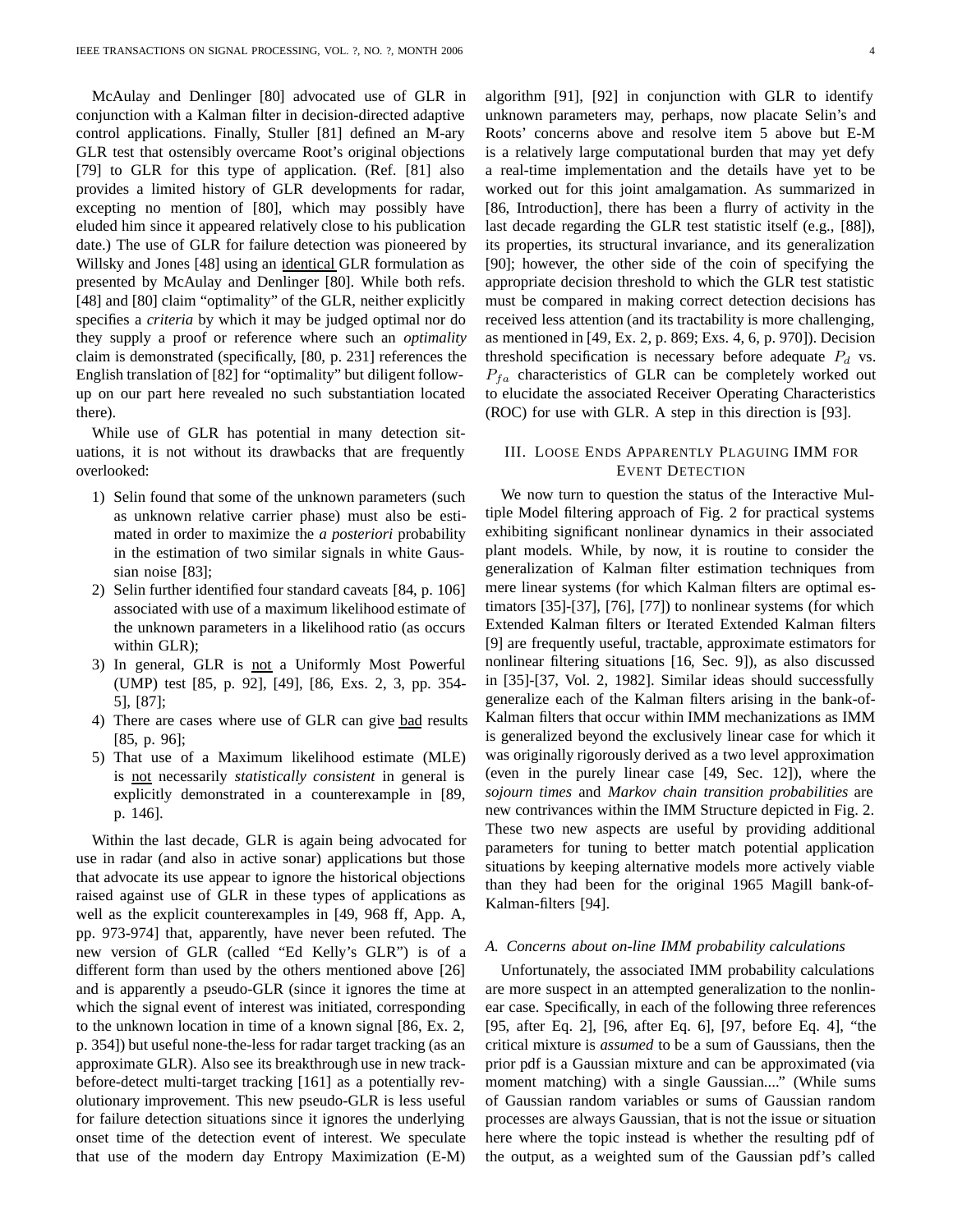McAulay and Denlinger [80] advocated use of GLR in conjunction with a Kalman filter in decision-directed adaptive control applications. Finally, Stuller [81] defined an M-ary GLR test that ostensibly overcame Root's original objections [79] to GLR for this type of application. (Ref. [81] also provides a limited history of GLR developments for radar, excepting no mention of [80], which may possibly have eluded him since it appeared relatively close to his publication date.) The use of GLR for failure detection was pioneered by Willsky and Jones [48] using an identical GLR formulation as presented by McAulay and Denlinger [80]. While both refs. [48] and [80] claim "optimality" of the GLR, neither explicitly specifies a *criteria* by which it may be judged optimal nor do they supply a proof or reference where such an *optimality* claim is demonstrated (specifically, [80, p. 231] references the English translation of [82] for "optimality" but diligent follow-up on our part here revealed no such substantiation located there).

While use of GLR has potential in many detection situations, it is not without its drawbacks that are frequently overlooked:

1) Selin found that some of the unknown parameters (such as unknown relative carrier phase) must also be estimated in order to maximize the *a posteriori* probability in the estimation of two similar signals in white Gaussian noise [83];
2) Selin further identified four standard caveats [84, p. 106] associated with use of a maximum likelihood estimate of the unknown parameters in a likelihood ratio (as occurs within GLR);
3) In general, GLR is not a Uniformly Most Powerful (UMP) test [85, p. 92], [49], [86, Exs. 2, 3, pp. 354-5], [87];
4) There are cases where use of GLR can give bad results [85, p. 96];
5) That use of a Maximum likelihood estimate (MLE) is not necessarily *statistically consistent* in general is explicitly demonstrated in a counterexample in [89, p. 146].

Within the last decade, GLR is again being advocated for use in radar (and also in active sonar) applications but those that advocate its use appear to ignore the historical objections raised against use of GLR in these types of applications as well as the explicit counterexamples in [49, 968 ff, App. A, pp. 973-974] that, apparently, have never been refuted. The new version of GLR (called "Ed Kelly's GLR") is of a different form than used by the others mentioned above [26] and is apparently a pseudo-GLR (since it ignores the time at which the signal event of interest was initiated, corresponding to the unknown location in time of a known signal [86, Ex. 2, p. 354]) but useful none-the-less for radar target tracking (as an approximate GLR). Also see its breakthrough use in new track-before-detect multi-target tracking [161] as a potentially revolutionary improvement. This new pseudo-GLR is less useful for failure detection situations since it ignores the underlying onset time of the detection event of interest. We speculate that use of the modern day Entropy Maximization (E-M) algorithm [91], [92] in conjunction with GLR to identify unknown parameters may, perhaps, now placate Selin's and Roots' concerns above and resolve item 5 above but E-M is a relatively large computational burden that may yet defy a real-time implementation and the details have yet to be worked out for this joint amalgamation. As summarized in [86, Introduction], there has been a flurry of activity in the last decade regarding the GLR test statistic itself (e.g., [88]), its properties, its structural invariance, and its generalization [90]; however, the other side of the coin of specifying the appropriate decision threshold to which the GLR test statistic must be compared in making correct detection decisions has received less attention (and its tractability is more challenging, as mentioned in [49, Ex. 2, p. 869; Exs. 4, 6, p. 970]). Decision threshold specification is necessary before adequate $P_d$ vs. $P_{fa}$ characteristics of GLR can be completely worked out to elucidate the associated Receiver Operating Characteristics (ROC) for use with GLR. A step in this direction is [93].

## III. Loose Ends Apparently Plaguing IMM for Event Detection

We now turn to question the status of the Interactive Multiple Model filtering approach of Fig. 2 for practical systems exhibiting significant nonlinear dynamics in their associated plant models. While, by now, it is routine to consider the generalization of Kalman filter estimation techniques from mere linear systems (for which Kalman filters are optimal estimators [35]-[37], [76], [77]) to nonlinear systems (for which Extended Kalman filters or Iterated Extended Kalman filters [9] are frequently useful, tractable, approximate estimators for nonlinear filtering situations [16, Sec. 9]), as also discussed in [35]-[37, Vol. 2, 1982]. Similar ideas should successfully generalize each of the Kalman filters arising in the bank-of-Kalman filters that occur within IMM mechanizations as IMM is generalized beyond the exclusively linear case for which it was originally rigorously derived as a two level approximation (even in the purely linear case [49, Sec. 12]), where the *sojourn times* and *Markov chain transition probabilities* are new contrivances within the IMM Structure depicted in Fig. 2. These two new aspects are useful by providing additional parameters for tuning to better match potential application situations by keeping alternative models more actively viable than they had been for the original 1965 Magill bank-of-Kalman-filters [94].

### A. Concerns about on-line IMM probability calculations

Unfortunately, the associated IMM probability calculations are more suspect in an attempted generalization to the nonlinear case. Specifically, in each of the following three references [95, after Eq. 2], [96, after Eq. 6], [97, before Eq. 4], "the critical mixture is *assumed* to be a sum of Gaussians, then the prior pdf is a Gaussian mixture and can be approximated (via moment matching) with a single Gaussian...." (While sums of Gaussian random variables or sums of Gaussian random processes are always Gaussian, that is not the issue or situation here where the topic instead is whether the resulting pdf of the output, as a weighted sum of the Gaussian pdf's called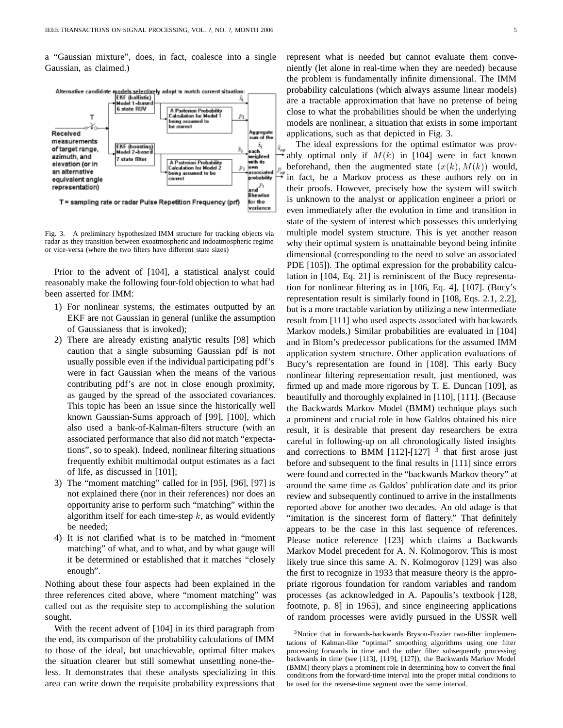a "Gaussian mixture", does, in fact, coalesce into a single Gaussian, as claimed.)

Fig. 3. A preliminary hypothesized IMM structure for tracking objects via radar as they transition between exoatmospheric and indoatmospheric regime or vice-versa (where the two filters have different state sizes)

Prior to the advent of [104], a statistical analyst could reasonably make the following four-fold objection to what had been asserted for IMM:

1) For nonlinear systems, the estimates outputted by an EKF are not Gaussian in general (unlike the assumption of Gaussianess that is invoked);
2) There are already existing analytic results [98] which caution that a single subsuming Gaussian pdf is not usually possible even if the individual participating pdf's were in fact Gaussian when the means of the various contributing pdf's are not in close enough proximity, as gauged by the spread of the associated covariances. This topic has been an issue since the historically well known Gaussian-Sums approach of [99], [100], which also used a bank-of-Kalman-filters structure (with an associated performance that also did not match "expectations", so to speak). Indeed, nonlinear filtering situations frequently exhibit multimodal output estimates as a fact of life, as discussed in [101];
3) The "moment matching" called for in [95], [96], [97] is not explained there (nor in their references) nor does an opportunity arise to perform such "matching" within the algorithm itself for each time-step $k$, as would evidently be needed;
4) It is not clarified what is to be matched in "moment matching" of what, and to what, and by what gauge will it be determined or established that it matches "closely enough".

Nothing about these four aspects had been explained in the three references cited above, where "moment matching" was called out as the requisite step to accomplishing the solution sought.

With the recent advent of [104] in its third paragraph from the end, its comparison of the probability calculations of IMM to those of the ideal, but unachievable, optimal filter makes the situation clearer but still somewhat unsettling none-the-less. It demonstrates that these analysts specializing in this area can write down the requisite probability expressions that represent what is needed but cannot evaluate them conveniently (let alone in real-time when they are needed) because the problem is fundamentally infinite dimensional. The IMM probability calculations (which always assume linear models) are a tractable approximation that have no pretense of being close to what the probabilities should be when the underlying models are nonlinear, a situation that exists in some important applications, such as that depicted in Fig. 3.

The ideal expressions for the optimal estimator was provably optimal only if $M(k)$ in [104] were in fact known beforehand, then the augmented state $(x(k), M(k))$ would, in fact, be a Markov process as these authors rely on in their proofs. However, precisely how the system will switch is unknown to the analyst or application engineer a priori or even immediately after the evolution in time and transition in state of the system of interest which possesses this underlying multiple model system structure. This is yet another reason why their optimal system is unattainable beyond being infinite dimensional (corresponding to the need to solve an associated PDE [105]). The optimal expression for the probability calculation in [104, Eq. 21] is reminiscent of the Bucy representation for nonlinear filtering as in [106, Eq. 4], [107]. (Bucy's representation result is similarly found in [108, Eqs. 2.1, 2.2], but is a more tractable variation by utilizing a new intermediate result from [111] who used aspects associated with backwards Markov models.) Similar probabilities are evaluated in [104] and in Blom's predecessor publications for the assumed IMM application system structure. Other application evaluations of Bucy's representation are found in [108]. This early Bucy nonlinear filtering representation result, just mentioned, was firmed up and made more rigorous by T. E. Duncan [109], as beautifully and thoroughly explained in [110], [111]. (Because the Backwards Markov Model (BMM) technique plays such a prominent and crucial role in how Galdos obtained his nice result, it is desirable that present day researchers be extra careful in following-up on all chronologically listed insights and corrections to BMM [112]-[127] [3] that first arose just before and subsequent to the final results in [111] since errors were found and corrected in the "backwards Markov theory" at around the same time as Galdos' publication date and its prior review and subsequently continued to arrive in the installments reported above for another two decades. An old adage is that "imitation is the sincerest form of flattery." That definitely appears to be the case in this last sequence of references. Please notice reference [123] which claims a Backwards Markov Model precedent for A. N. Kolmogorov. This is most likely true since this same A. N. Kolmogorov [129] was also the first to recognize in 1933 that measure theory is the appropriate rigorous foundation for random variables and random processes (as acknowledged in A. Papoulis's textbook [128, footnote, p. 8] in 1965), and since engineering applications of random processes were avidly pursued in the USSR well

[3]Notice that in forwards-backwards Bryson-Frazier two-filter implementations of Kalman-like "optimal" smoothing algorithms using one filter processing forwards in time and the other filter subsequently processing backwards in time (see [113], [119], [127]), the Backwards Markov Model (BMM) theory plays a prominent role in determining how to convert the final conditions from the forward-time interval into the proper initial conditions to be used for the reverse-time segment over the same interval.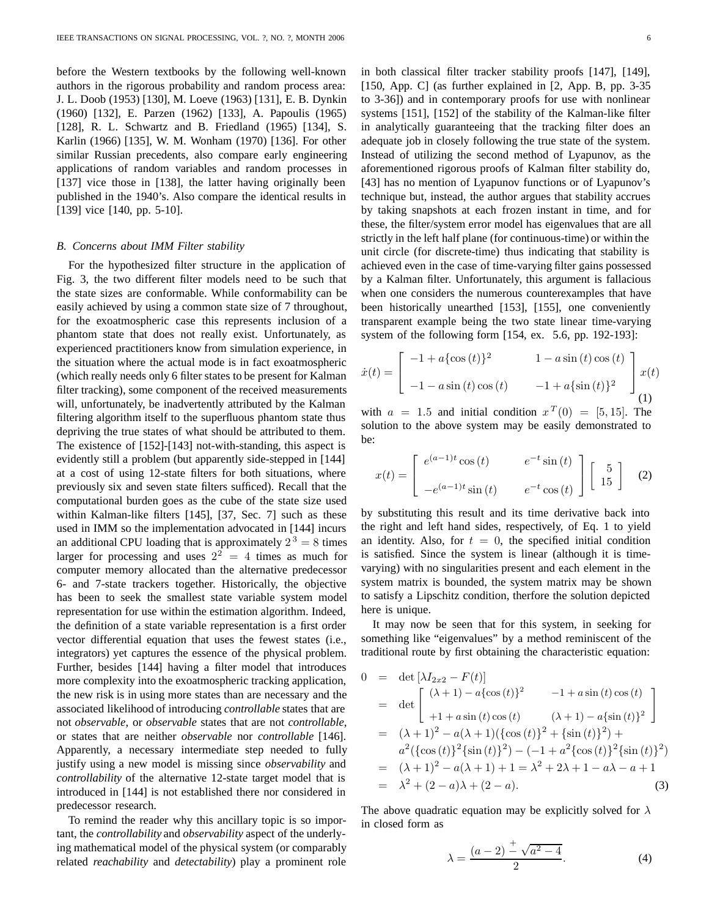before the Western textbooks by the following well-known authors in the rigorous probability and random process area: J. L. Doob (1953) [130], M. Loeve (1963) [131], E. B. Dynkin (1960) [132], E. Parzen (1962) [133], A. Papoulis (1965) [128], R. L. Schwartz and B. Friedland (1965) [134], S. Karlin (1966) [135], W. M. Wonham (1970) [136]. For other similar Russian precedents, also compare early engineering applications of random variables and random processes in [137] vice those in [138], the latter having originally been published in the 1940's. Also compare the identical results in [139] vice [140, pp. 5-10].

### *B. Concerns about IMM Filter stability*

For the hypothesized filter structure in the application of Fig. 3, the two different filter models need to be such that the state sizes are conformable. While conformability can be easily achieved by using a common state size of 7 throughout, for the exoatmospheric case this represents inclusion of a phantom state that does not really exist. Unfortunately, as experienced practitioners know from simulation experience, in the situation where the actual mode is in fact exoatmospheric (which really needs only 6 filter states to be present for Kalman filter tracking), some component of the received measurements will, unfortunately, be inadvertently attributed by the Kalman filtering algorithm itself to the superfluous phantom state thus depriving the true states of what should be attributed to them. The existence of [152]-[143] not-with-standing, this aspect is evidently still a problem (but apparently side-stepped in [144] at a cost of using 12-state filters for both situations, where previously six and seven state filters sufficed). Recall that the computational burden goes as the cube of the state size used within Kalman-like filters [145], [37, Sec. 7] such as these used in IMM so the implementation advocated in [144] incurs an additional CPU loading that is approximately $2^3 = 8$ times larger for processing and uses $2^2 = 4$ times as much for computer memory allocated than the alternative predecessor 6- and 7-state trackers together. Historically, the objective has been to seek the smallest state variable system model representation for use within the estimation algorithm. Indeed, the definition of a state variable representation is a first order vector differential equation that uses the fewest states (i.e., integrators) yet captures the essence of the physical problem. Further, besides [144] having a filter model that introduces more complexity into the exoatmospheric tracking application, the new risk is in using more states than are necessary and the associated likelihood of introducing *controllable* states that are not *observable*, or *observable* states that are not *controllable*, or states that are neither *observable* nor *controllable* [146]. Apparently, a necessary intermediate step needed to fully justify using a new model is missing since *observability* and *controllability* of the alternative 12-state target model that is introduced in [144] is not established there nor considered in predecessor research.

To remind the reader why this ancillary topic is so important, the *controllability* and *observability* aspect of the underlying mathematical model of the physical system (or comparably related *reachability* and *detectability*) play a prominent role in both classical filter tracker stability proofs [147], [149], [150, App. C] (as further explained in [2, App. B, pp. 3-35 to 3-36]) and in contemporary proofs for use with nonlinear systems [151], [152] of the stability of the Kalman-like filter in analytically guaranteeing that the tracking filter does an adequate job in closely following the true state of the system. Instead of utilizing the second method of Lyapunov, as the aforementioned rigorous proofs of Kalman filter stability do, [43] has no mention of Lyapunov functions or of Lyapunov's technique but, instead, the author argues that stability accrues by taking snapshots at each frozen instant in time, and for these, the filter/system error model has eigenvalues that are all strictly in the left half plane (for continuous-time) or within the unit circle (for discrete-time) thus indicating that stability is achieved even in the case of time-varying filter gains possessed by a Kalman filter. Unfortunately, this argument is fallacious when one considers the numerous counterexamples that have been historically unearthed [153], [155], one conveniently transparent example being the two state linear time-varying system of the following form [154, ex. 5.6, pp. 192-193]:

$$\dot{x}(t) = \begin{bmatrix} -1 + a\{\cos(t)\}^2 & 1 - a\sin(t)\cos(t) \\ -1 - a\sin(t)\cos(t) & -1 + a\{\sin(t)\}^2 \end{bmatrix} x(t) \quad (1)$$

with $a = 1.5$ and initial condition $x^T(0) = [5, 15]$. The solution to the above system may be easily demonstrated to be:

$$x(t) = \begin{bmatrix} e^{(a-1)t}\cos(t) & e^{-t}\sin(t) \\ -e^{(a-1)t}\sin(t) & e^{-t}\cos(t) \end{bmatrix} \begin{bmatrix} 5 \\ 15 \end{bmatrix} \quad (2)$$

by substituting this result and its time derivative back into the right and left hand sides, respectively, of Eq. 1 to yield an identity. Also, for $t = 0$, the specified initial condition is satisfied. Since the system is linear (although it is time-varying) with no singularities present and each element in the system matrix is bounded, the system matrix may be shown to satisfy a Lipschitz condition, therfore the solution depicted here is unique.

It may now be seen that for this system, in seeking for something like "eigenvalues" by a method reminiscent of the traditional route by first obtaining the characteristic equation:

$$\begin{aligned}
0 &= \det\left[\lambda I_{2x2} - F(t)\right] \\
&= \det \begin{bmatrix} (\lambda+1) - a\{\cos(t)\}^2 & -1 + a\sin(t)\cos(t) \\ +1 + a\sin(t)\cos(t) & (\lambda+1) - a\{\sin(t)\}^2 \end{bmatrix} \\
&= (\lambda+1)^2 - a(\lambda+1)(\{\cos(t)\}^2 + \{\sin(t)\}^2) + \\
&\quad a^2(\{\cos(t)\}^2\{\sin(t)\}^2) - (-1 + a^2\{\cos(t)\}^2\{\sin(t)\}^2) \\
&= (\lambda+1)^2 - a(\lambda+1) + 1 = \lambda^2 + 2\lambda + 1 - a\lambda - a + 1 \\
&= \lambda^2 + (2-a)\lambda + (2-a).
\end{aligned} \quad (3)$$

The above quadratic equation may be explicitly solved for $\lambda$ in closed form as

$$\lambda = \frac{(a-2) \stackrel{+}{-} \sqrt{a^2 - 4}}{2}. \quad (4)$$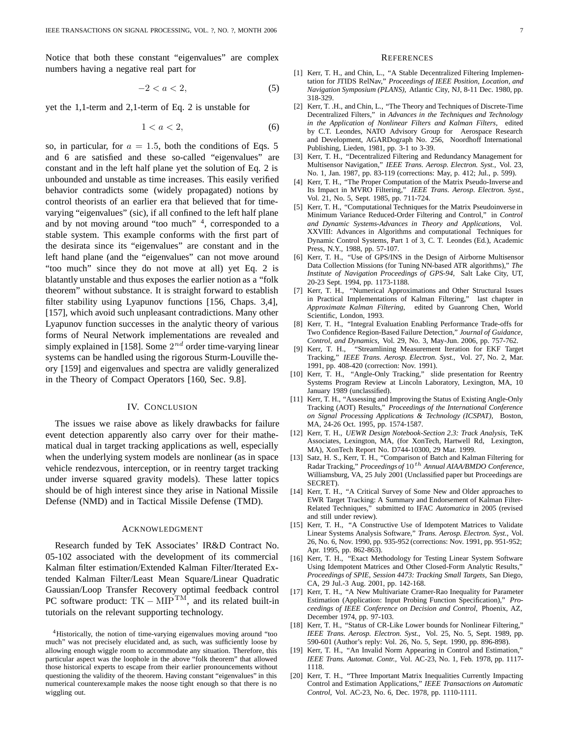Notice that both these constant "eigenvalues" are complex numbers having a negative real part for

$$-2 < a < 2, \tag{5}$$

yet the 1,1-term and 2,1-term of Eq. 2 is unstable for

$$1 < a < 2, \tag{6}$$

so, in particular, for $a = 1.5$, both the conditions of Eqs. 5 and 6 are satisfied and these so-called "eigenvalues" are constant and in the left half plane yet the solution of Eq. 2 is unbounded and unstable as time increases. This easily verified behavior contradicts some (widely propagated) notions by control theorists of an earlier era that believed that for time-varying "eigenvalues" (sic), if all confined to the left half plane and by not moving around "too much" [4], corresponded to a stable system. This example conforms with the first part of the desirata since its "eigenvalues" are constant and in the left hand plane (and the "eigenvalues" can not move around "too much" since they do not move at all) yet Eq. 2 is blatantly unstable and thus exposes the earlier notion as a "folk theorem" without substance. It is straight forward to establish filter stability using Lyapunov functions [156, Chaps. 3,4], [157], which avoid such unpleasant contradictions. Many other Lyapunov function successes in the analytic theory of various forms of Neural Network implementations are revealed and simply explained in [158]. Some $2^{nd}$ order time-varying linear systems can be handled using the rigorous Sturm-Louville theory [159] and eigenvalues and spectra are validly generalized in the Theory of Compact Operators [160, Sec. 9.8].

## IV. Conclusion

The issues we raise above as likely drawbacks for failure event detection apparently also carry over for their mathematical dual in target tracking applications as well, especially when the underlying system models are nonlinear (as in space vehicle rendezvous, interception, or in reentry target tracking under inverse squared gravity models). These latter topics should be of high interest since they arise in National Missile Defense (NMD) and in Tactical Missile Defense (TMD).

## Acknowledgment

Research funded by TeK Associates' IR&D Contract No. 05-102 associated with the development of its commercial Kalman filter estimation/Extended Kalman Filter/Iterated Extended Kalman Filter/Least Mean Square/Linear Quadratic Gaussian/Loop Transfer Recovery optimal feedback control PC software product: $\mathrm{TK-MIP}^{\mathrm{TM}}$, and its related built-in tutorials on the relevant supporting technology.

[4] Historically, the notion of time-varying eigenvalues moving around "too much" was not precisely elucidated and, as such, was sufficiently loose by allowing enough wiggle room to accommodate any situation. Therefore, this particular aspect was the loophole in the above "folk theorem" that allowed those historical experts to escape from their earlier pronouncements without questioning the validity of the theorem. Having constant "eigenvalues" in this numerical counterexample makes the noose tight enough so that there is no wiggling out.

## References

[1] Kerr, T. H., and Chin, L., "A Stable Decentralized Filtering Implementation for JTIDS RelNav," *Proceedings of IEEE Position, Location, and Navigation Symposium (PLANS)*, Atlantic City, NJ, 8-11 Dec. 1980, pp. 318-329.

[2] Kerr, T. .H., and Chin, L., "The Theory and Techniques of Discrete-Time Decentralized Filters," in *Advances in the Techniques and Technology in the Application of Nonlinear Filters and Kalman Filters*, edited by C.T. Leondes, NATO Advisory Group for Aerospace Research and Development, AGARDograph No. 256, Noordhoff International Publishing, Lieden, 1981, pp. 3-1 to 3-39.

[3] Kerr, T. H., "Decentralized Filtering and Redundancy Management for Multisensor Navigation," *IEEE Trans. Aerosp. Electron. Syst.*, Vol. 23, No. 1, Jan. 1987, pp. 83-119 (corrections: May, p. 412; Jul., p. 599).

[4] Kerr, T. H., "The Proper Computation of the Matrix Pseudo-Inverse and Its Impact in MVRO Filtering," *IEEE Trans. Aerosp. Electron. Syst.*, Vol. 21, No. 5, Sept. 1985, pp. 711-724.

[5] Kerr, T. H., "Computational Techniques for the Matrix Pseudoinverse in Minimum Variance Reduced-Order Filtering and Control," in *Control and Dynamic Systems-Advances in Theory and Applications*, Vol. XXVIII: Advances in Algorithms and computational Techniques for Dynamic Control Systems, Part 1 of 3, C. T. Leondes (Ed.), Academic Press, N.Y., 1988, pp. 57-107.

[6] Kerr, T. H., "Use of GPS/INS in the Design of Airborne Multisensor Data Collection Missions (for Tuning NN-based ATR algorithms)," *The Institute of Navigation Proceedings of GPS-94*, Salt Lake City, UT, 20-23 Sept. 1994, pp. 1173-1188.

[7] Kerr, T. H., "Numerical Approximations and Other Structural Issues in Practical Implementations of Kalman Filtering," last chapter in *Approximate Kalman Filtering*, edited by Guanrong Chen, World Scientific, London, 1993.

[8] Kerr, T. H., "Integral Evaluation Enabling Performance Trade-offs for Two Confidence Region-Based Failure Detection," *Journal of Guidance, Control, and Dynamics*, Vol. 29, No. 3, May-Jun. 2006, pp. 757-762.

[9] Kerr, T. H., "Streamlining Measurement Iteration for EKF Target Tracking," *IEEE Trans. Aerosp. Electron. Syst.*, Vol. 27, No. 2, Mar. 1991, pp. 408-420 (correction: Nov. 1991).

[10] Kerr, T. H., "Angle-Only Tracking," slide presentation for Reentry Systems Program Review at Lincoln Laboratory, Lexington, MA, 10 January 1989 (unclassified).

[11] Kerr, T. H., "Assessing and Improving the Status of Existing Angle-Only Tracking (AOT) Results," *Proceedings of the International Conference on Signal Processing Applications & Technology (ICSPAT)*, Boston, MA, 24-26 Oct. 1995, pp. 1574-1587.

[12] Kerr, T. H., *UEWR Design Notebook-Section 2.3: Track Analysis*, TeK Associates, Lexington, MA, (for XonTech, Hartwell Rd, Lexington, MA), XonTech Report No. D744-10300, 29 Mar. 1999.

[13] Satz, H. S., Kerr, T. H., "Comparison of Batch and Kalman Filtering for Radar Tracking," *Proceedings of* $10^{th}$ *Annual AIAA/BMDO Conference*, Williamsburg, VA, 25 July 2001 (Unclassified paper but Proceedings are SECRET).

[14] Kerr, T. H., "A Critical Survey of Some New and Older approaches to EWR Target Tracking: A Summary and Endorsement of Kalman Filter-Related Techniques," submitted to IFAC *Automatica* in 2005 (revised and still under review).

[15] Kerr, T. H., "A Constructive Use of Idempotent Matrices to Validate Linear Systems Analysis Software," *Trans. Aerosp. Electron. Syst.*, Vol. 26, No. 6, Nov. 1990, pp. 935-952 (corrections: Nov. 1991, pp. 951-952; Apr. 1995, pp. 862-863).

[16] Kerr, T. H., "Exact Methodology for Testing Linear System Software Using Idempotent Matrices and Other Closed-Form Analytic Results," *Proceedings of SPIE, Session 4473: Tracking Small Targets*, San Diego, CA, 29 Jul.-3 Aug. 2001, pp. 142-168.

[17] Kerr, T. H., "A New Multivariate Cramer-Rao Inequality for Parameter Estimation (Application: Input Probing Function Specification)," *Proceedings of IEEE Conference on Decision and Control*, Phoenix, AZ, December 1974, pp. 97-103.

[18] Kerr, T. H., "Status of CR-Like Lower bounds for Nonlinear Filtering," *IEEE Trans. Aerosp. Electron. Syst.*, Vol. 25, No. 5, Sept. 1989, pp. 590-601 (Author's reply: Vol. 26, No. 5, Sept. 1990, pp. 896-898).

[19] Kerr, T. H., "An Invalid Norm Appearing in Control and Estimation," *IEEE Trans. Automat. Contr.*, Vol. AC-23, No. 1, Feb. 1978, pp. 1117-1118.

[20] Kerr, T. H., "Three Important Matrix Inequalities Currently Impacting Control and Estimation Applications," *IEEE Transactions on Automatic Control*, Vol. AC-23, No. 6, Dec. 1978, pp. 1110-1111.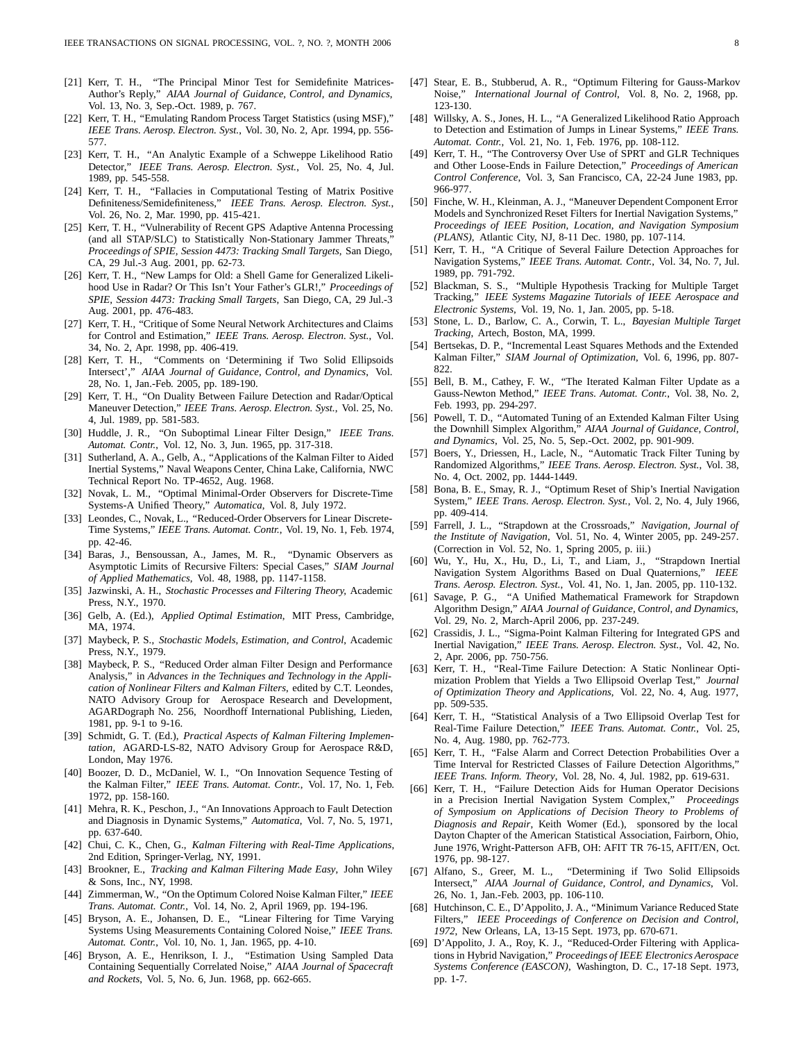[21] Kerr, T. H., "The Principal Minor Test for Semidefinite Matrices-Author's Reply," *AIAA Journal of Guidance, Control, and Dynamics*, Vol. 13, No. 3, Sep.-Oct. 1989, p. 767.

[22] Kerr, T. H., "Emulating Random Process Target Statistics (using MSF)," *IEEE Trans. Aerosp. Electron. Syst.*, Vol. 30, No. 2, Apr. 1994, pp. 556-577.

[23] Kerr, T. H., "An Analytic Example of a Schweppe Likelihood Ratio Detector," *IEEE Trans. Aerosp. Electron. Syst.*, Vol. 25, No. 4, Jul. 1989, pp. 545-558.

[24] Kerr, T. H., "Fallacies in Computational Testing of Matrix Positive Definiteness/Semidefiniteness," *IEEE Trans. Aerosp. Electron. Syst.*, Vol. 26, No. 2, Mar. 1990, pp. 415-421.

[25] Kerr, T. H., "Vulnerability of Recent GPS Adaptive Antenna Processing (and all STAP/SLC) to Statistically Non-Stationary Jammer Threats," *Proceedings of SPIE, Session 4473: Tracking Small Targets*, San Diego, CA, 29 Jul.-3 Aug. 2001, pp. 62-73.

[26] Kerr, T. H., "New Lamps for Old: a Shell Game for Generalized Likelihood Use in Radar? Or This Isn't Your Father's GLR!," *Proceedings of SPIE, Session 4473: Tracking Small Targets*, San Diego, CA, 29 Jul.-3 Aug. 2001, pp. 476-483.

[27] Kerr, T. H., "Critique of Some Neural Network Architectures and Claims for Control and Estimation," *IEEE Trans. Aerosp. Electron. Syst.*, Vol. 34, No. 2, Apr. 1998, pp. 406-419.

[28] Kerr, T. H., "Comments on 'Determining if Two Solid Ellipsoids Intersect'," *AIAA Journal of Guidance, Control, and Dynamics*, Vol. 28, No. 1, Jan.-Feb. 2005, pp. 189-190.

[29] Kerr, T. H., "On Duality Between Failure Detection and Radar/Optical Maneuver Detection," *IEEE Trans. Aerosp. Electron. Syst.*, Vol. 25, No. 4, Jul. 1989, pp. 581-583.

[30] Huddle, J. R., "On Suboptimal Linear Filter Design," *IEEE Trans. Automat. Contr.*, Vol. 12, No. 3, Jun. 1965, pp. 317-318.

[31] Sutherland, A. A., Gelb, A., "Applications of the Kalman Filter to Aided Inertial Systems," Naval Weapons Center, China Lake, California, NWC Technical Report No. TP-4652, Aug. 1968.

[32] Novak, L. M., "Optimal Minimal-Order Observers for Discrete-Time Systems-A Unified Theory," *Automatica*, Vol. 8, July 1972.

[33] Leondes, C., Novak, L., "Reduced-Order Observers for Linear Discrete-Time Systems," *IEEE Trans. Automat. Contr.*, Vol. 19, No. 1, Feb. 1974, pp. 42-46.

[34] Baras, J., Bensoussan, A., James, M. R., "Dynamic Observers as Asymptotic Limits of Recursive Filters: Special Cases," *SIAM Journal of Applied Mathematics*, Vol. 48, 1988, pp. 1147-1158.

[35] Jazwinski, A. H., *Stochastic Processes and Filtering Theory*, Academic Press, N.Y., 1970.

[36] Gelb, A. (Ed.), *Applied Optimal Estimation*, MIT Press, Cambridge, MA, 1974.

[37] Maybeck, P. S., *Stochastic Models, Estimation, and Control*, Academic Press, N.Y., 1979.

[38] Maybeck, P. S., "Reduced Order alman Filter Design and Performance Analysis," in *Advances in the Techniques and Technology in the Application of Nonlinear Filters and Kalman Filters*, edited by C.T. Leondes, NATO Advisory Group for Aerospace Research and Development, AGARDograph No. 256, Noordhoff International Publishing, Lieden, 1981, pp. 9-1 to 9-16.

[39] Schmidt, G. T. (Ed.), *Practical Aspects of Kalman Filtering Implementation*, AGARD-LS-82, NATO Advisory Group for Aerospace R&D, London, May 1976.

[40] Boozer, D. D., McDaniel, W. I., "On Innovation Sequence Testing of the Kalman Filter," *IEEE Trans. Automat. Contr.*, Vol. 17, No. 1, Feb. 1972, pp. 158-160.

[41] Mehra, R. K., Peschon, J., "An Innovations Approach to Fault Detection and Diagnosis in Dynamic Systems," *Automatica*, Vol. 7, No. 5, 1971, pp. 637-640.

[42] Chui, C. K., Chen, G., *Kalman Filtering with Real-Time Applications*, 2nd Edition, Springer-Verlag, NY, 1991.

[43] Brookner, E., *Tracking and Kalman Filtering Made Easy*, John Wiley & Sons, Inc., NY, 1998.

[44] Zimmerman, W., "On the Optimum Colored Noise Kalman Filter," *IEEE Trans. Automat. Contr.*, Vol. 14, No. 2, April 1969, pp. 194-196.

[45] Bryson, A. E., Johansen, D. E., "Linear Filtering for Time Varying Systems Using Measurements Containing Colored Noise," *IEEE Trans. Automat. Contr.*, Vol. 10, No. 1, Jan. 1965, pp. 4-10.

[46] Bryson, A. E., Henrikson, I. J., "Estimation Using Sampled Data Containing Sequentially Correlated Noise," *AIAA Journal of Spacecraft and Rockets*, Vol. 5, No. 6, Jun. 1968, pp. 662-665.

[47] Stear, E. B., Stubberud, A. R., "Optimum Filtering for Gauss-Markov Noise," *International Journal of Control*, Vol. 8, No. 2, 1968, pp. 123-130.

[48] Willsky, A. S., Jones, H. L., "A Generalized Likelihood Ratio Approach to Detection and Estimation of Jumps in Linear Systems," *IEEE Trans. Automat. Contr.*, Vol. 21, No. 1, Feb. 1976, pp. 108-112.

[49] Kerr, T. H., "The Controversy Over Use of SPRT and GLR Techniques and Other Loose-Ends in Failure Detection," *Proceedings of American Control Conference*, Vol. 3, San Francisco, CA, 22-24 June 1983, pp. 966-977.

[50] Finche, W. H., Kleinman, A. J., "Maneuver Dependent Component Error Models and Synchronized Reset Filters for Inertial Navigation Systems," *Proceedings of IEEE Position, Location, and Navigation Symposium (PLANS)*, Atlantic City, NJ, 8-11 Dec. 1980, pp. 107-114.

[51] Kerr, T. H., "A Critique of Several Failure Detection Approaches for Navigation Systems," *IEEE Trans. Automat. Contr.*, Vol. 34, No. 7, Jul. 1989, pp. 791-792.

[52] Blackman, S. S., "Multiple Hypothesis Tracking for Multiple Target Tracking," *IEEE Systems Magazine Tutorials of IEEE Aerospace and Electronic Systems*, Vol. 19, No. 1, Jan. 2005, pp. 5-18.

[53] Stone, L. D., Barlow, C. A., Corwin, T. L., *Bayesian Multiple Target Tracking*, Artech, Boston, MA, 1999.

[54] Bertsekas, D. P., "Incremental Least Squares Methods and the Extended Kalman Filter," *SIAM Journal of Optimization*, Vol. 6, 1996, pp. 807-822.

[55] Bell, B. M., Cathey, F. W., "The Iterated Kalman Filter Update as a Gauss-Newton Method," *IEEE Trans. Automat. Contr.*, Vol. 38, No. 2, Feb. 1993, pp. 294-297.

[56] Powell, T. D., "Automated Tuning of an Extended Kalman Filter Using the Downhill Simplex Algorithm," *AIAA Journal of Guidance, Control, and Dynamics*, Vol. 25, No. 5, Sep.-Oct. 2002, pp. 901-909.

[57] Boers, Y., Driessen, H., Lacle, N., "Automatic Track Filter Tuning by Randomized Algorithms," *IEEE Trans. Aerosp. Electron. Syst.*, Vol. 38, No. 4, Oct. 2002, pp. 1444-1449.

[58] Bona, B. E., Smay, R. J., "Optimum Reset of Ship's Inertial Navigation System," *IEEE Trans. Aerosp. Electron. Syst.*, Vol. 2, No. 4, July 1966, pp. 409-414.

[59] Farrell, J. L., "Strapdown at the Crossroads," *Navigation, Journal of the Institute of Navigation*, Vol. 51, No. 4, Winter 2005, pp. 249-257. (Correction in Vol. 52, No. 1, Spring 2005, p. iii.)

[60] Wu, Y., Hu, X., Hu, D., Li, T., and Liam, J., "Strapdown Inertial Navigation System Algorithms Based on Dual Quaternions," *IEEE Trans. Aerosp. Electron. Syst.*, Vol. 41, No. 1, Jan. 2005, pp. 110-132.

[61] Savage, P. G., "A Unified Mathematical Framework for Strapdown Algorithm Design," *AIAA Journal of Guidance, Control, and Dynamics*, Vol. 29, No. 2, March-April 2006, pp. 237-249.

[62] Crassidis, J. L., "Sigma-Point Kalman Filtering for Integrated GPS and Inertial Navigation," *IEEE Trans. Aerosp. Electron. Syst.*, Vol. 42, No. 2, Apr. 2006, pp. 750-756.

[63] Kerr, T. H., "Real-Time Failure Detection: A Static Nonlinear Optimization Problem that Yields a Two Ellipsoid Overlap Test," *Journal of Optimization Theory and Applications*, Vol. 22, No. 4, Aug. 1977, pp. 509-535.

[64] Kerr, T. H., "Statistical Analysis of a Two Ellipsoid Overlap Test for Real-Time Failure Detection," *IEEE Trans. Automat. Contr.*, Vol. 25, No. 4, Aug. 1980, pp. 762-773.

[65] Kerr, T. H., "False Alarm and Correct Detection Probabilities Over a Time Interval for Restricted Classes of Failure Detection Algorithms," *IEEE Trans. Inform. Theory*, Vol. 28, No. 4, Jul. 1982, pp. 619-631.

[66] Kerr, T. H., "Failure Detection Aids for Human Operator Decisions in a Precision Inertial Navigation System Complex," *Proceedings of Symposium on Applications of Decision Theory to Problems of Diagnosis and Repair*, Keith Womer (Ed.), sponsored by the local Dayton Chapter of the American Statistical Association, Fairborn, Ohio, June 1976, Wright-Patterson AFB, OH: AFIT TR 76-15, AFIT/EN, Oct. 1976, pp. 98-127.

[67] Alfano, S., Greer, M. L., "Determining if Two Solid Ellipsoids Intersect," *AIAA Journal of Guidance, Control, and Dynamics*, Vol. 26, No. 1, Jan.-Feb. 2003, pp. 106-110.

[68] Hutchinson, C. E., D'Appolito, J. A., "Minimum Variance Reduced State Filters," *IEEE Proceedings of Conference on Decision and Control, 1972*, New Orleans, LA, 13-15 Sept. 1973, pp. 670-671.

[69] D'Appolito, J. A., Roy, K. J., "Reduced-Order Filtering with Applications in Hybrid Navigation," *Proceedings of IEEE Electronics Aerospace Systems Conference (EASCON)*, Washington, D. C., 17-18 Sept. 1973, pp. 1-7.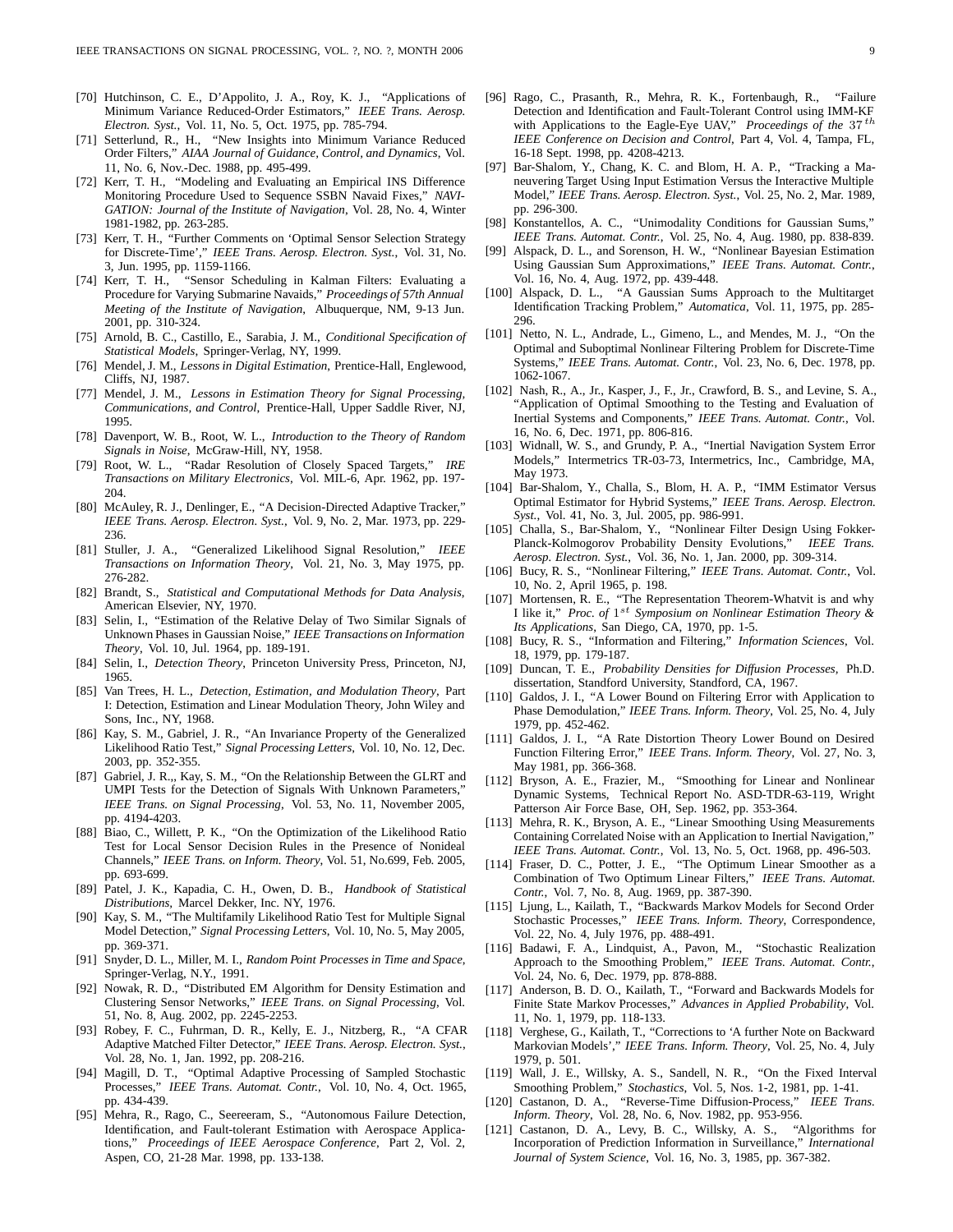[70] Hutchinson, C. E., D'Appolito, J. A., Roy, K. J., "Applications of Minimum Variance Reduced-Order Estimators," *IEEE Trans. Aerosp. Electron. Syst.*, Vol. 11, No. 5, Oct. 1975, pp. 785-794.

[71] Setterlund, R., H., "New Insights into Minimum Variance Reduced Order Filters," *AIAA Journal of Guidance, Control, and Dynamics*, Vol. 11, No. 6, Nov.-Dec. 1988, pp. 495-499.

[72] Kerr, T. H., "Modeling and Evaluating an Empirical INS Difference Monitoring Procedure Used to Sequence SSBN Navaid Fixes," *NAVIGATION: Journal of the Institute of Navigation*, Vol. 28, No. 4, Winter 1981-1982, pp. 263-285.

[73] Kerr, T. H., "Further Comments on 'Optimal Sensor Selection Strategy for Discrete-Time'," *IEEE Trans. Aerosp. Electron. Syst.*, Vol. 31, No. 3, Jun. 1995, pp. 1159-1166.

[74] Kerr, T. H., "Sensor Scheduling in Kalman Filters: Evaluating a Procedure for Varying Submarine Navaids," *Proceedings of 57th Annual Meeting of the Institute of Navigation*, Albuquerque, NM, 9-13 Jun. 2001, pp. 310-324.

[75] Arnold, B. C., Castillo, E., Sarabia, J. M., *Conditional Specification of Statistical Models*, Springer-Verlag, NY, 1999.

[76] Mendel, J. M., *Lessons in Digital Estimation*, Prentice-Hall, Englewood, Cliffs, NJ, 1987.

[77] Mendel, J. M., *Lessons in Estimation Theory for Signal Processing, Communications, and Control*, Prentice-Hall, Upper Saddle River, NJ, 1995.

[78] Davenport, W. B., Root, W. L., *Introduction to the Theory of Random Signals in Noise*, McGraw-Hill, NY, 1958.

[79] Root, W. L., "Radar Resolution of Closely Spaced Targets," *IRE Transactions on Military Electronics*, Vol. MIL-6, Apr. 1962, pp. 197-204.

[80] McAuley, R. J., Denlinger, E., "A Decision-Directed Adaptive Tracker," *IEEE Trans. Aerosp. Electron. Syst.*, Vol. 9, No. 2, Mar. 1973, pp. 229-236.

[81] Stuller, J. A., "Generalized Likelihood Signal Resolution," *IEEE Transactions on Information Theory*, Vol. 21, No. 3, May 1975, pp. 276-282.

[82] Brandt, S., *Statistical and Computational Methods for Data Analysis*, American Elsevier, NY, 1970.

[83] Selin, I., "Estimation of the Relative Delay of Two Similar Signals of Unknown Phases in Gaussian Noise," *IEEE Transactions on Information Theory*, Vol. 10, Jul. 1964, pp. 189-191.

[84] Selin, I., *Detection Theory*, Princeton University Press, Princeton, NJ, 1965.

[85] Van Trees, H. L., *Detection, Estimation, and Modulation Theory*, Part I: Detection, Estimation and Linear Modulation Theory, John Wiley and Sons, Inc., NY, 1968.

[86] Kay, S. M., Gabriel, J. R., "An Invariance Property of the Generalized Likelihood Ratio Test," *Signal Processing Letters*, Vol. 10, No. 12, Dec. 2003, pp. 352-355.

[87] Gabriel, J. R.,, Kay, S. M., "On the Relationship Between the GLRT and UMPI Tests for the Detection of Signals With Unknown Parameters," *IEEE Trans. on Signal Processing*, Vol. 53, No. 11, November 2005, pp. 4194-4203.

[88] Biao, C., Willett, P. K., "On the Optimization of the Likelihood Ratio Test for Local Sensor Decision Rules in the Presence of Nonideal Channels," *IEEE Trans. on Inform. Theory*, Vol. 51, No.699, Feb. 2005, pp. 693-699.

[89] Patel, J. K., Kapadia, C. H., Owen, D. B., *Handbook of Statistical Distributions*, Marcel Dekker, Inc. NY, 1976.

[90] Kay, S. M., "The Multifamily Likelihood Ratio Test for Multiple Signal Model Detection," *Signal Processing Letters*, Vol. 10, No. 5, May 2005, pp. 369-371.

[91] Snyder, D. L., Miller, M. I., *Random Point Processes in Time and Space*, Springer-Verlag, N.Y., 1991.

[92] Nowak, R. D., "Distributed EM Algorithm for Density Estimation and Clustering Sensor Networks," *IEEE Trans. on Signal Processing*, Vol. 51, No. 8, Aug. 2002, pp. 2245-2253.

[93] Robey, F. C., Fuhrman, D. R., Kelly, E. J., Nitzberg, R., "A CFAR Adaptive Matched Filter Detector," *IEEE Trans. Aerosp. Electron. Syst.*, Vol. 28, No. 1, Jan. 1992, pp. 208-216.

[94] Magill, D. T., "Optimal Adaptive Processing of Sampled Stochastic Processes," *IEEE Trans. Automat. Contr.*, Vol. 10, No. 4, Oct. 1965, pp. 434-439.

[95] Mehra, R., Rago, C., Seereeram, S., "Autonomous Failure Detection, Identification, and Fault-tolerant Estimation with Aerospace Applications," *Proceedings of IEEE Aerospace Conference*, Part 2, Vol. 2, Aspen, CO, 21-28 Mar. 1998, pp. 133-138.

[96] Rago, C., Prasanth, R., Mehra, R. K., Fortenbaugh, R., "Failure Detection and Identification and Fault-Tolerant Control using IMM-KF with Applications to the Eagle-Eye UAV," *Proceedings of the $37^{th}$ IEEE Conference on Decision and Control*, Part 4, Vol. 4, Tampa, FL, 16-18 Sept. 1998, pp. 4208-4213.

[97] Bar-Shalom, Y., Chang, K. C. and Blom, H. A. P., "Tracking a Maneuvering Target Using Input Estimation Versus the Interactive Multiple Model," *IEEE Trans. Aerosp. Electron. Syst.*, Vol. 25, No. 2, Mar. 1989, pp. 296-300.

[98] Konstantellos, A. C., "Unimodality Conditions for Gaussian Sums," *IEEE Trans. Automat. Contr.*, Vol. 25, No. 4, Aug. 1980, pp. 838-839.

[99] Alspack, D. L., and Sorenson, H. W., "Nonlinear Bayesian Estimation Using Gaussian Sum Approximations," *IEEE Trans. Automat. Contr.*, Vol. 16, No. 4, Aug. 1972, pp. 439-448.

[100] Alspack, D. L., "A Gaussian Sums Approach to the Multitarget Identification Tracking Problem," *Automatica*, Vol. 11, 1975, pp. 285-296.

[101] Netto, N. L., Andrade, L., Gimeno, L., and Mendes, M. J., "On the Optimal and Suboptimal Nonlinear Filtering Problem for Discrete-Time Systems," *IEEE Trans. Automat. Contr.*, Vol. 23, No. 6, Dec. 1978, pp. 1062-1067.

[102] Nash, R., A., Jr., Kasper, J., F., Jr., Crawford, B. S., and Levine, S. A., "Application of Optimal Smoothing to the Testing and Evaluation of Inertial Systems and Components," *IEEE Trans. Automat. Contr.*, Vol. 16, No. 6, Dec. 1971, pp. 806-816.

[103] Widnall, W. S., and Grundy, P. A., "Inertial Navigation System Error Models," Intermetrics TR-03-73, Intermetrics, Inc., Cambridge, MA, May 1973.

[104] Bar-Shalom, Y., Challa, S., Blom, H. A. P., "IMM Estimator Versus Optimal Estimator for Hybrid Systems," *IEEE Trans. Aerosp. Electron. Syst.*, Vol. 41, No. 3, Jul. 2005, pp. 986-991.

[105] Challa, S., Bar-Shalom, Y., "Nonlinear Filter Design Using Fokker-Planck-Kolmogorov Probability Density Evolutions," *IEEE Trans. Aerosp. Electron. Syst.*, Vol. 36, No. 1, Jan. 2000, pp. 309-314.

[106] Bucy, R. S., "Nonlinear Filtering," *IEEE Trans. Automat. Contr.*, Vol. 10, No. 2, April 1965, p. 198.

[107] Mortensen, R. E., "The Representation Theorem-Whatvit is and why I like it," *Proc. of $1^{st}$ Symposium on Nonlinear Estimation Theory & Its Applications*, San Diego, CA, 1970, pp. 1-5.

[108] Bucy, R. S., "Information and Filtering," *Information Sciences*, Vol. 18, 1979, pp. 179-187.

[109] Duncan, T. E., *Probability Densities for Diffusion Processes*, Ph.D. dissertation, Standford University, Standford, CA, 1967.

[110] Galdos, J. I., "A Lower Bound on Filtering Error with Application to Phase Demodulation," *IEEE Trans. Inform. Theory*, Vol. 25, No. 4, July 1979, pp. 452-462.

[111] Galdos, J. I., "A Rate Distortion Theory Lower Bound on Desired Function Filtering Error," *IEEE Trans. Inform. Theory*, Vol. 27, No. 3, May 1981, pp. 366-368.

[112] Bryson, A. E., Frazier, M., "Smoothing for Linear and Nonlinear Dynamic Systems, Technical Report No. ASD-TDR-63-119, Wright Patterson Air Force Base, OH, Sep. 1962, pp. 353-364.

[113] Mehra, R. K., Bryson, A. E., "Linear Smoothing Using Measurements Containing Correlated Noise with an Application to Inertial Navigation," *IEEE Trans. Automat. Contr.*, Vol. 13, No. 5, Oct. 1968, pp. 496-503.

[114] Fraser, D. C., Potter, J. E., "The Optimum Linear Smoother as a Combination of Two Optimum Linear Filters," *IEEE Trans. Automat. Contr.*, Vol. 7, No. 8, Aug. 1969, pp. 387-390.

[115] Ljung, L., Kailath, T., "Backwards Markov Models for Second Order Stochastic Processes," *IEEE Trans. Inform. Theory*, Correspondence, Vol. 22, No. 4, July 1976, pp. 488-491.

[116] Badawi, F. A., Lindquist, A., Pavon, M., "Stochastic Realization Approach to the Smoothing Problem," *IEEE Trans. Automat. Contr.*, Vol. 24, No. 6, Dec. 1979, pp. 878-888.

[117] Anderson, B. D. O., Kailath, T., "Forward and Backwards Models for Finite State Markov Processes," *Advances in Applied Probability*, Vol. 11, No. 1, 1979, pp. 118-133.

[118] Verghese, G., Kailath, T., "Corrections to 'A further Note on Backward Markovian Models'," *IEEE Trans. Inform. Theory*, Vol. 25, No. 4, July 1979, p. 501.

[119] Wall, J. E., Willsky, A. S., Sandell, N. R., "On the Fixed Interval Smoothing Problem," *Stochastics*, Vol. 5, Nos. 1-2, 1981, pp. 1-41.

[120] Castanon, D. A., "Reverse-Time Diffusion-Process," *IEEE Trans. Inform. Theory*, Vol. 28, No. 6, Nov. 1982, pp. 953-956.

[121] Castanon, D. A., Levy, B. C., Willsky, A. S., "Algorithms for Incorporation of Prediction Information in Surveillance," *International Journal of System Science*, Vol. 16, No. 3, 1985, pp. 367-382.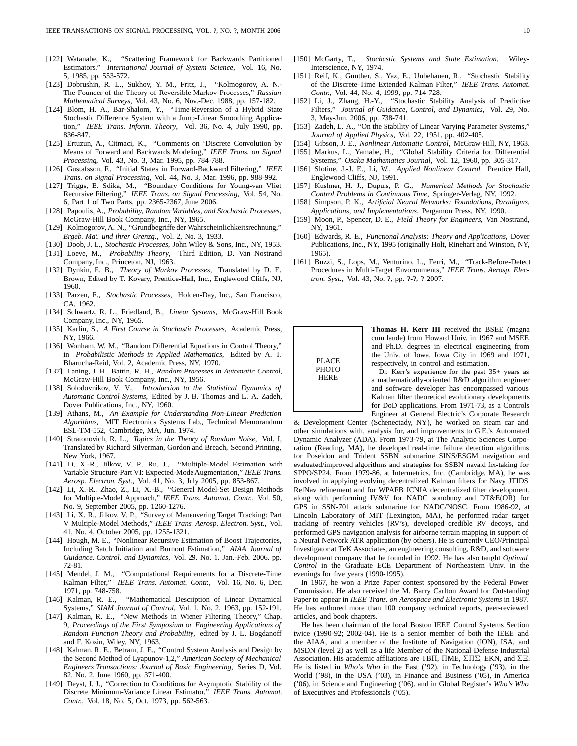[122] Watanabe, K., "Scattering Framework for Backwards Partitioned Estimators," *International Journal of System Science*, Vol. 16, No. 5, 1985, pp. 553-572.

[123] Dobrushin, R. L., Sukhov, Y. M., Fritz, J., "Kolmogorov, A. N.-The Founder of the Theory of Reversible Markov-Processes," *Russian Mathematical Surveys*, Vol. 43, No. 6, Nov.-Dec. 1988, pp. 157-182.

[124] Blom, H. A., Bar-Shalom, Y., "Time-Reversion of a Hybrid State Stochastic Difference System with a Jump-Linear Smoothing Application," *IEEE Trans. Inform. Theory*, Vol. 36, No. 4, July 1990, pp. 836-847.

[125] Ertuzun, A., Citmaci, K., "Comments on 'Discrete Convolution by Means of Forward and Backwards Modeling," *IEEE Trans. on Signal Processing*, Vol. 43, No. 3, Mar. 1995, pp. 784-788.

[126] Gustafsson, F., "Initial States in Forward-Backward Filtering," *IEEE Trans. on Signal Processing*, Vol. 44, No. 3, Mar. 1996, pp. 988-992.

[127] Triggs, B. Sdika, M., "Boundary Conditions for Young-van Vliet Recursive Filtering," *IEEE Trans. on Signal Processing*, Vol. 54, No. 6, Part 1 of Two Parts, pp. 2365-2367, June 2006.

[128] Papoulis, A., *Probability, Random Variables, and Stochastic Processes*, McGraw-Hill Book Company, Inc., NY, 1965.

[129] Kolmogorov, A. N., "Grundbegriffe der Wahrscheinlichkeitsrechnung," *Ergeb. Mat. und ihrer Grenzg.*, Vol. 2, No. 3, 1933.

[130] Doob, J. L., *Stochastic Processes*, John Wiley & Sons, Inc., NY, 1953.

[131] Loeve, M., *Probability Theory*, Third Edition, D. Van Nostrand Company, Inc., Princeton, NJ, 1963.

[132] Dynkin, E. B., *Theory of Markov Processes*, Translated by D. E. Brown, Edited by T. Kovary, Prentice-Hall, Inc., Englewood Cliffs, NJ, 1960.

[133] Parzen, E., *Stochastic Processes*, Holden-Day, Inc., San Francisco, CA, 1962.

[134] Schwartz, R. L., Friedland, B., *Linear Systems*, McGraw-Hill Book Company, Inc., NY, 1965.

[135] Karlin, S., *A First Course in Stochastic Processes*, Academic Press, NY, 1966.

[136] Wonham, W. M., "Random Differential Equations in Control Theory," in *Probabilistic Methods in Applied Mathematics*, Edited by A. T. Bharucha-Reid, Vol. 2, Academic Press, NY, 1970.

[137] Laning, J. H., Battin, R. H., *Random Processes in Automatic Control*, McGraw-Hill Book Company, Inc., NY, 1956.

[138] Solodovnikov, V. V., *Introduction to the Statistical Dynamics of Automatic Control Systems*, Edited by J. B. Thomas and L. A. Zadeh, Dover Publications, Inc., NY, 1960.

[139] Athans, M., *An Example for Understanding Non-Linear Prediction Algorithms*, MIT Electronics Systems Lab., Technical Memorandum ESL-TM-552, Cambridge, MA, Jun. 1974.

[140] Stratonovich, R. L., *Topics in the Theory of Random Noise*, Vol. I, Translated by Richard Silverman, Gordon and Breach, Second Printing, New York, 1967.

[141] Li, X.-R., Jilkov, V. P., Ru, J., "Multiple-Model Estimation with Variable Structure-Part VI: Expected-Mode Augmentation," *IEEE Trans. Aerosp. Electron. Syst.*, Vol. 41, No. 3, July 2005, pp. 853-867.

[142] Li, X.-R., Zhao, Z., Li, X.-B., "General Model-Set Design Methods for Multiple-Model Approach," *IEEE Trans. Automat. Contr.*, Vol. 50, No. 9, September 2005, pp. 1260-1276.

[143] Li, X. R., Jilkov, V. P., "Survey of Maneuvering Target Tracking: Part V Multiple-Model Methods," *IEEE Trans. Aerosp. Electron. Syst.*, Vol. 41, No. 4, October 2005, pp. 1255-1321.

[144] Hough, M. E., "Nonlinear Recursive Estimation of Boost Trajectories, Including Batch Initiation and Burnout Estimation," *AIAA Journal of Guidance, Control, and Dynamics*, Vol. 29, No. 1, Jan.-Feb. 2006, pp. 72-81.

[145] Mendel, J. M., "Computational Requirements for a Discrete-Time Kalman Filter," *IEEE Trans. Automat. Contr.*, Vol. 16, No. 6, Dec. 1971, pp. 748-758.

[146] Kalman, R. E., "Mathematical Description of Linear Dynamical Systems," *SIAM Journal of Control*, Vol. 1, No. 2, 1963, pp. 152-191.

[147] Kalman, R. E., "New Methods in Wiener Filtering Theory," Chap. 9, *Proceedings of the First Symposium on Engineering Applications of Random Function Theory and Probability*, edited by J. L. Bogdanoff and F. Kozin, Wiley, NY, 1963.

[148] Kalman, R. E., Betram, J. E., "Control System Analysis and Design by the Second Method of Lyapunov-1,2," *American Society of Mechanical Engineers Transactions: Journal of Basic Engineering*, Series D, Vol. 82, No. 2, June 1960, pp. 371-400.

[149] Deyst, J. J., "Correction to Conditions for Asymptotic Stability of the Discrete Minimum-Variance Linear Estimator," *IEEE Trans. Automat. Contr.*, Vol. 18, No. 5, Oct. 1973, pp. 562-563.

[150] McGarty, T., *Stochastic Systems and State Estimation*, Wiley-Interscience, NY, 1974.

[151] Reif, K., Gunther, S., Yaz, E., Unbehauen, R., "Stochastic Stability of the Discrete-Time Extended Kalman Filter," *IEEE Trans. Automat. Contr.*, Vol. 44, No. 4, 1999, pp. 714-728.

[152] Li, J., Zhang, H.-Y., "Stochastic Stability Analysis of Predictive Filters," *Journal of Guidance, Control, and Dynamics*, Vol. 29, No. 3, May-Jun. 2006, pp. 738-741.

[153] Zadeh, L. A., "On the Stability of Linear Varying Parameter Systems," *Journal of Applied Physics*, Vol. 22, 1951, pp. 402-405.

[154] Gibson, J. E., *Nonlinear Automatic Control*, McGraw-Hill, NY, 1963.

[155] Markus, L., Yamabe, H., "Global Stability Criteria for Differential Systems," *Osaka Mathematics Journal*, Vol. 12, 1960, pp. 305-317.

[156] Slotine, J.-J. E., Li, W., *Applied Nonlinear Control*, Prentice Hall, Englewood Cliffs, NJ, 1991.

[157] Kushner, H. J., Dupuis, P. G., *Numerical Methods for Stochastic Control Problems in Continuous Time*, Springer-Verlag, NY, 1992.

[158] Simpson, P. K., *Artificial Neural Networks: Foundations, Paradigms, Applications, and Implementations*, Pergamon Press, NY, 1990.

[159] Moon, P., Spencer, D. E., *Field Theory for Engineers*, Van Nostrand, NY, 1961.

[160] Edwards, R. E., *Functional Analysis: Theory and Applications*, Dover Publications, Inc., NY, 1995 (originally Holt, Rinehart and Winston, NY, 1965).

[161] Buzzi, S., Lops, M., Venturino, L., Ferri, M., "Track-Before-Detect Procedures in Multi-Target Envoronments," *IEEE Trans. Aerosp. Electron. Syst.*, Vol. 43, No. ?, pp. ?-?, ? 2007.

PLACE PHOTO HERE

**Thomas H. Kerr III** received the BSEE (magna cum laude) from Howard Univ. in 1967 and MSEE and Ph.D. degrees in electrical engineering from the Univ. of Iowa, Iowa City in 1969 and 1971, respectively, in control and estimation.

Dr. Kerr's experience for the past 35+ years as a mathematically-oriented R&D algorithm engineer and software developer has encompassed various Kalman filter theoretical evolutionary developments for DoD applications. From 1971-73, as a Controls Engineer at General Electric's Corporate Research & Development Center (Schenectady, NY), he worked on steam car and other simulations with, analysis for, and improvements to G.E.'s Automated Dynamic Analyzer (ADA). From 1973-79, at The Analytic Sciences Corporation (Reading, MA), he developed real-time failure detection algorithms for Poseidon and Trident SSBN submarine SINS/ESGM navigation and evaluated/improved algorithms and strategies for SSBN navaid fix-taking for SPPO/SP24. From 1979-86, at Intermetrics, Inc. (Cambridge, MA), he was involved in applying evolving decentralized Kalman filters for Navy JTIDS RelNav refinement and for WPAFB ICNIA decentralized filter development, along with performing IV&V for NADC sonobuoy and DT&E(OR) for GPS in SSN-701 attack submarine for NADC/NOSC. From 1986-92, at Lincoln Laboratory of MIT (Lexington, MA), he performed radar target tracking of reentry vehicles (RV's), developed credible RV decoys, and performed GPS navigation analysis for airborne terrain mapping in support of a Neural Network ATR application (by others). He is currently CEO/Principal Investigator at TeK Associates, an engineering consulting, R&D, and software development company that he founded in 1992. He has also taught *Optimal Control* in the Graduate ECE Department of Northeastern Univ. in the evenings for five years (1990-1995).

In 1967, he won a Prize Paper contest sponsored by the Federal Power Commission. He also received the M. Barry Carlton Award for Outstanding Paper to appear in *IEEE Trans. on Aerospace and Electronic Systems* in 1987. He has authored more than 100 company technical reports, peer-reviewed articles, and book chapters.

He has been chairman of the local Boston IEEE Control Systems Section twice (1990-92; 2002-04). He is a senior member of both the IEEE and the AIAA, and a member of the Institute of Navigation (ION), ISA, and MSDN (level 2) as well as a life Member of the National Defense Industrial Association. His academic affiliations are ΤΒΠ, ΠΜΕ, ΣΠΣ, ΕΚΝ, and ΣΞ. He is listed in *Who's Who* in the East ('92), in Technology ('93), in the World ('98), in the USA ('03), in Finance and Business ('05), in America ('06), in Science and Engineering ('06). and in Global Register's *Who's Who* of Executives and Professionals ('05).